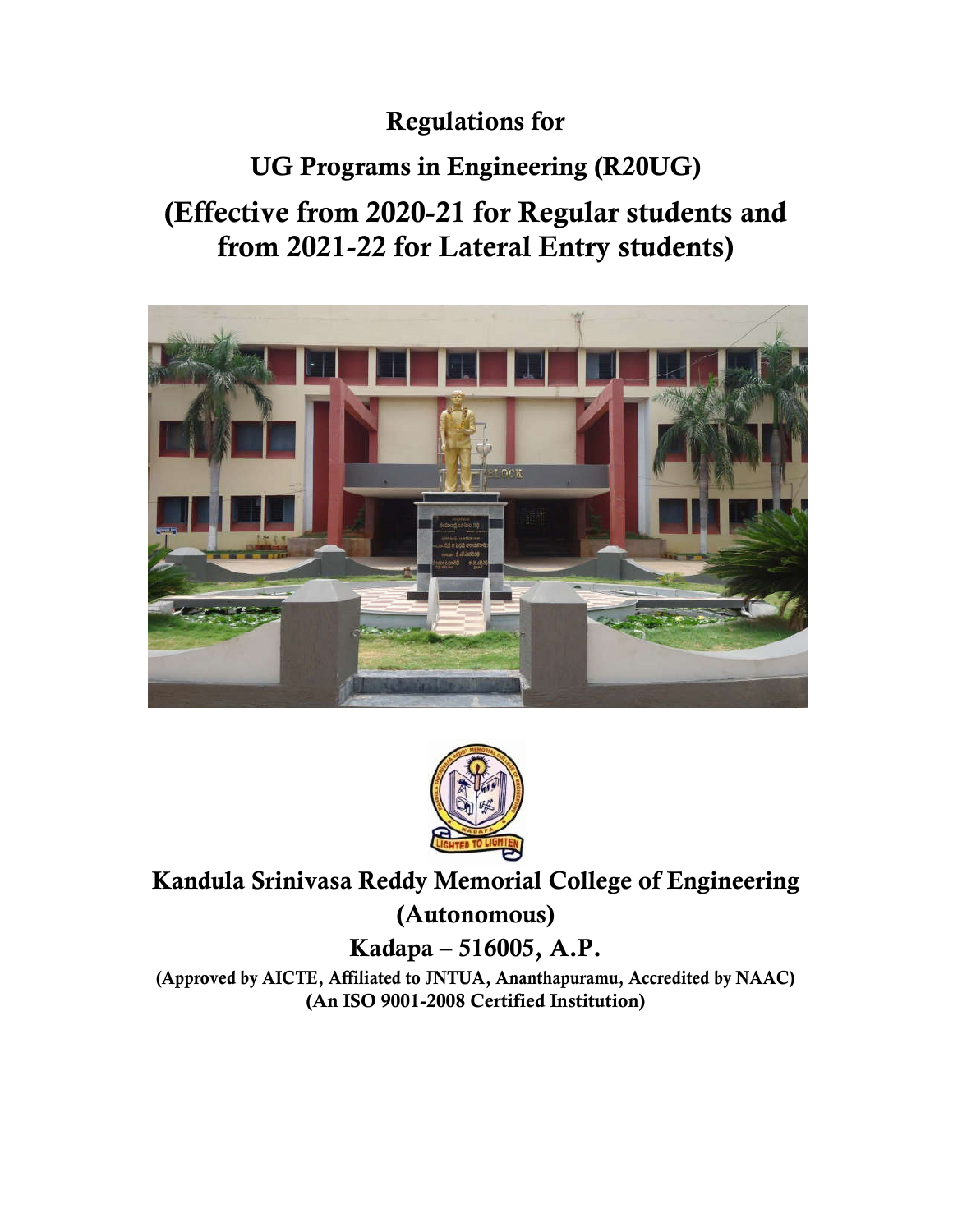# Regulations for

# UG Programs in Engineering (R20UG)

# (Effective from 2020-21 for Regular students and from 2021-22 for Lateral Entry students)

## Kandula Srinivasa Reddy Memorial College of Engineering (Autonomous)

## Kadapa – 516005, A.P.

**(Approved by AICTE, Affiliated to JNTUA, Ananthapuramu, Accredited by NAAC)**
**(An ISO 9001-2008 Certified Institution)**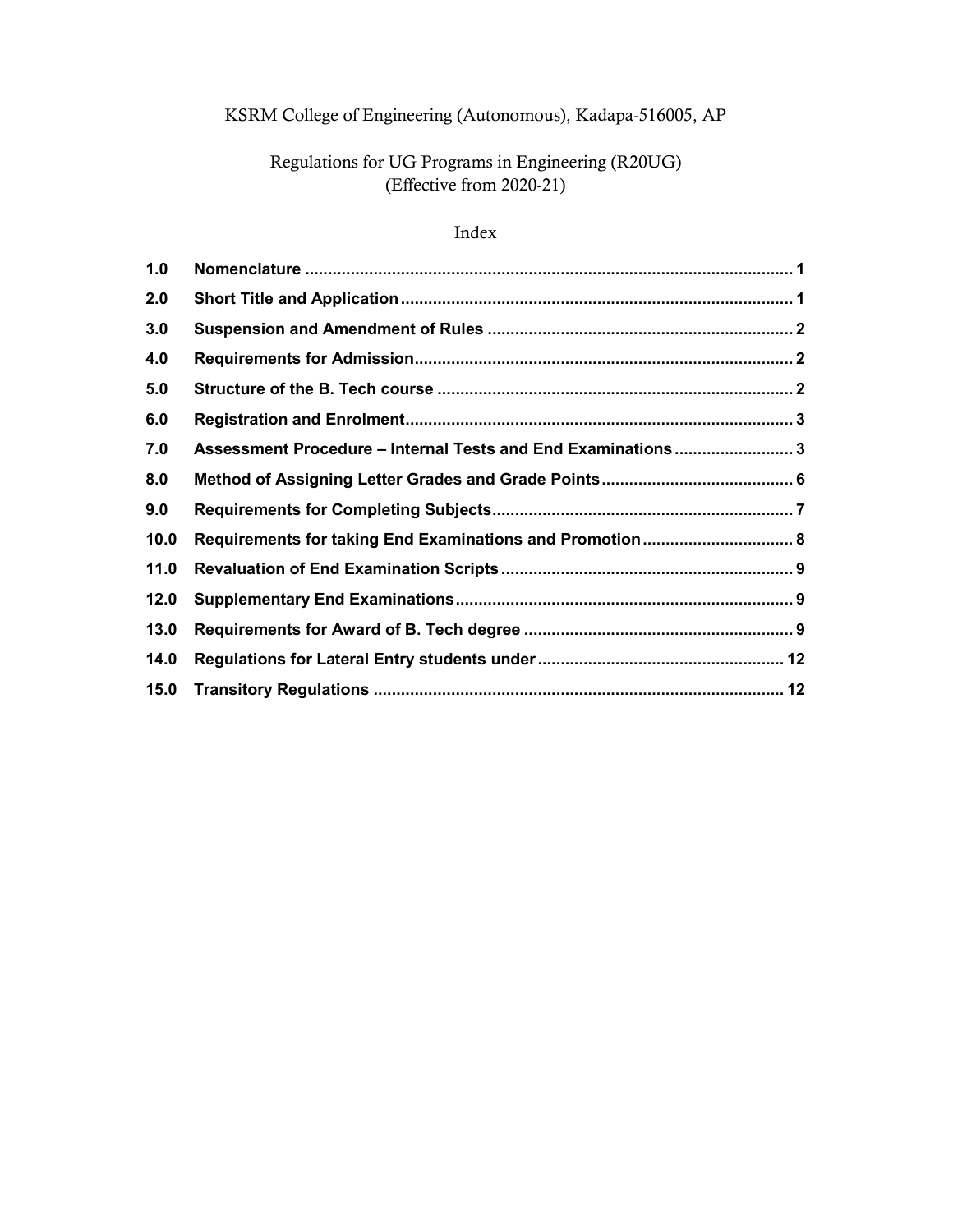KSRM College of Engineering (Autonomous), Kadapa-516005, AP

Regulations for UG Programs in Engineering (R20UG)
(Effective from 2020-21)

Index

| | | |
|---|---|---|
| **1.0** | **Nomenclature** | **1** |
| **2.0** | **Short Title and Application** | **1** |
| **3.0** | **Suspension and Amendment of Rules** | **2** |
| **4.0** | **Requirements for Admission** | **2** |
| **5.0** | **Structure of the B. Tech course** | **2** |
| **6.0** | **Registration and Enrolment** | **3** |
| **7.0** | **Assessment Procedure – Internal Tests and End Examinations** | **3** |
| **8.0** | **Method of Assigning Letter Grades and Grade Points** | **6** |
| **9.0** | **Requirements for Completing Subjects** | **7** |
| **10.0** | **Requirements for taking End Examinations and Promotion** | **8** |
| **11.0** | **Revaluation of End Examination Scripts** | **9** |
| **12.0** | **Supplementary End Examinations** | **9** |
| **13.0** | **Requirements for Award of B. Tech degree** | **9** |
| **14.0** | **Regulations for Lateral Entry students under** | **12** |
| **15.0** | **Transitory Regulations** | **12** |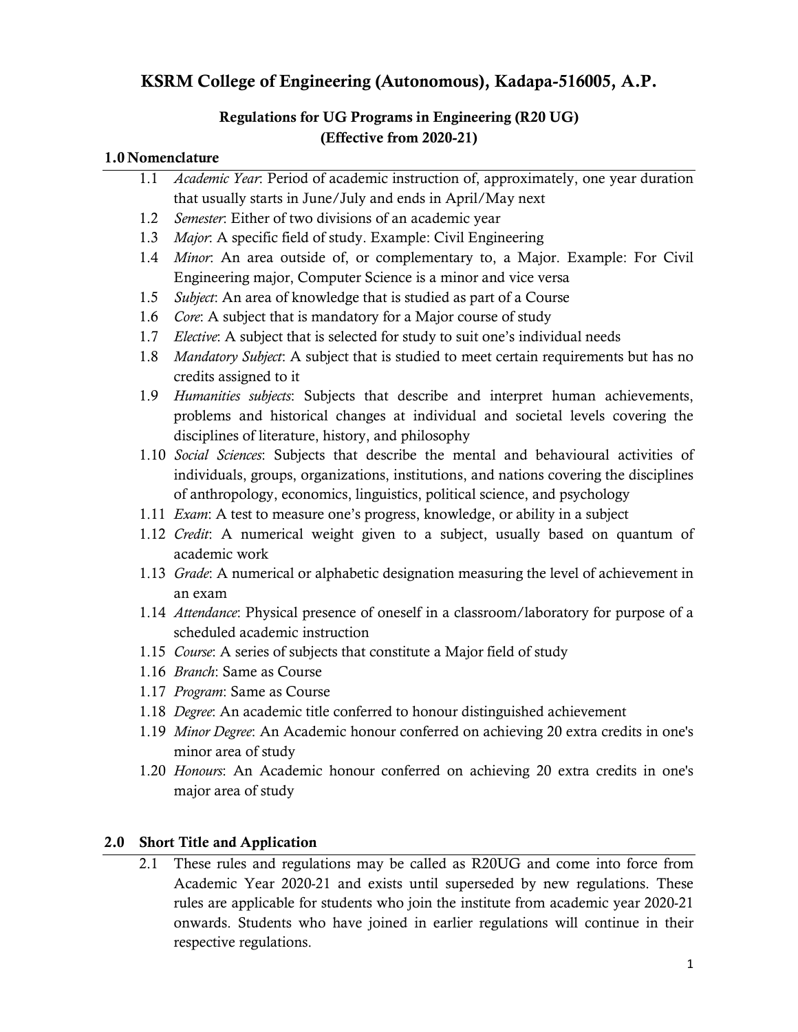# KSRM College of Engineering (Autonomous), Kadapa-516005, A.P.

## Regulations for UG Programs in Engineering (R20 UG)
## (Effective from 2020-21)

### 1.0 Nomenclature

1.1 *Academic Year*: Period of academic instruction of, approximately, one year duration that usually starts in June/July and ends in April/May next

1.2 *Semester*: Either of two divisions of an academic year

1.3 *Major*: A specific field of study. Example: Civil Engineering

1.4 *Minor*: An area outside of, or complementary to, a Major. Example: For Civil Engineering major, Computer Science is a minor and vice versa

1.5 *Subject*: An area of knowledge that is studied as part of a Course

1.6 *Core*: A subject that is mandatory for a Major course of study

1.7 *Elective*: A subject that is selected for study to suit one's individual needs

1.8 *Mandatory Subject*: A subject that is studied to meet certain requirements but has no credits assigned to it

1.9 *Humanities subjects*: Subjects that describe and interpret human achievements, problems and historical changes at individual and societal levels covering the disciplines of literature, history, and philosophy

1.10 *Social Sciences*: Subjects that describe the mental and behavioural activities of individuals, groups, organizations, institutions, and nations covering the disciplines of anthropology, economics, linguistics, political science, and psychology

1.11 *Exam*: A test to measure one's progress, knowledge, or ability in a subject

1.12 *Credit*: A numerical weight given to a subject, usually based on quantum of academic work

1.13 *Grade*: A numerical or alphabetic designation measuring the level of achievement in an exam

1.14 *Attendance*: Physical presence of oneself in a classroom/laboratory for purpose of a scheduled academic instruction

1.15 *Course*: A series of subjects that constitute a Major field of study

1.16 *Branch*: Same as Course

1.17 *Program*: Same as Course

1.18 *Degree*: An academic title conferred to honour distinguished achievement

1.19 *Minor Degree*: An Academic honour conferred on achieving 20 extra credits in one's minor area of study

1.20 *Honours*: An Academic honour conferred on achieving 20 extra credits in one's major area of study

### 2.0 Short Title and Application

2.1 These rules and regulations may be called as R20UG and come into force from Academic Year 2020-21 and exists until superseded by new regulations. These rules are applicable for students who join the institute from academic year 2020-21 onwards. Students who have joined in earlier regulations will continue in their respective regulations.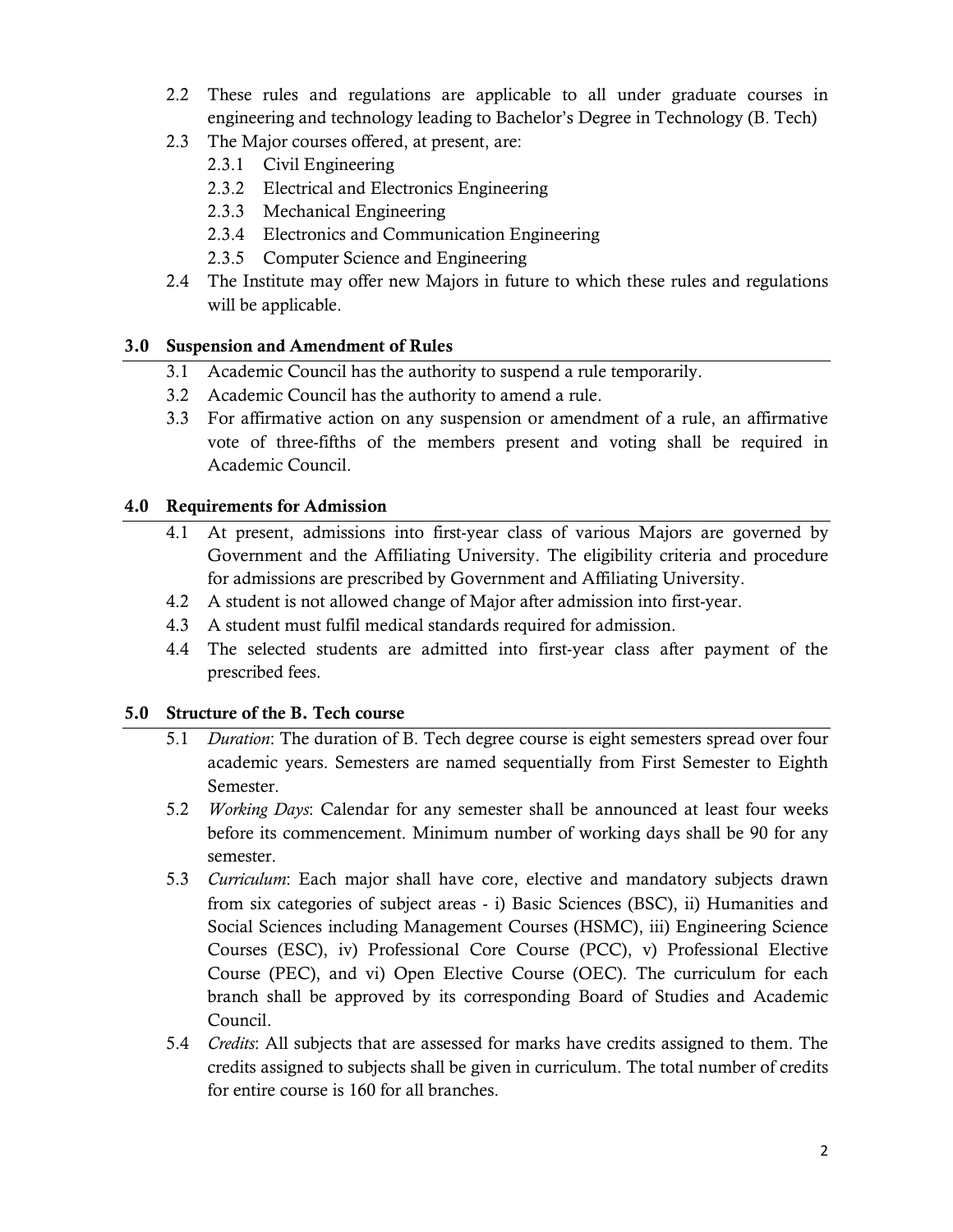2.2 These rules and regulations are applicable to all under graduate courses in engineering and technology leading to Bachelor's Degree in Technology (B. Tech)

2.3 The Major courses offered, at present, are:

- 2.3.1 Civil Engineering
- 2.3.2 Electrical and Electronics Engineering
- 2.3.3 Mechanical Engineering
- 2.3.4 Electronics and Communication Engineering
- 2.3.5 Computer Science and Engineering

2.4 The Institute may offer new Majors in future to which these rules and regulations will be applicable.

## 3.0 Suspension and Amendment of Rules

3.1 Academic Council has the authority to suspend a rule temporarily.

3.2 Academic Council has the authority to amend a rule.

3.3 For affirmative action on any suspension or amendment of a rule, an affirmative vote of three-fifths of the members present and voting shall be required in Academic Council.

## 4.0 Requirements for Admission

4.1 At present, admissions into first-year class of various Majors are governed by Government and the Affiliating University. The eligibility criteria and procedure for admissions are prescribed by Government and Affiliating University.

4.2 A student is not allowed change of Major after admission into first-year.

4.3 A student must fulfil medical standards required for admission.

4.4 The selected students are admitted into first-year class after payment of the prescribed fees.

## 5.0 Structure of the B. Tech course

5.1 *Duration*: The duration of B. Tech degree course is eight semesters spread over four academic years. Semesters are named sequentially from First Semester to Eighth Semester.

5.2 *Working Days*: Calendar for any semester shall be announced at least four weeks before its commencement. Minimum number of working days shall be 90 for any semester.

5.3 *Curriculum*: Each major shall have core, elective and mandatory subjects drawn from six categories of subject areas - i) Basic Sciences (BSC), ii) Humanities and Social Sciences including Management Courses (HSMC), iii) Engineering Science Courses (ESC), iv) Professional Core Course (PCC), v) Professional Elective Course (PEC), and vi) Open Elective Course (OEC). The curriculum for each branch shall be approved by its corresponding Board of Studies and Academic Council.

5.4 *Credits*: All subjects that are assessed for marks have credits assigned to them. The credits assigned to subjects shall be given in curriculum. The total number of credits for entire course is 160 for all branches.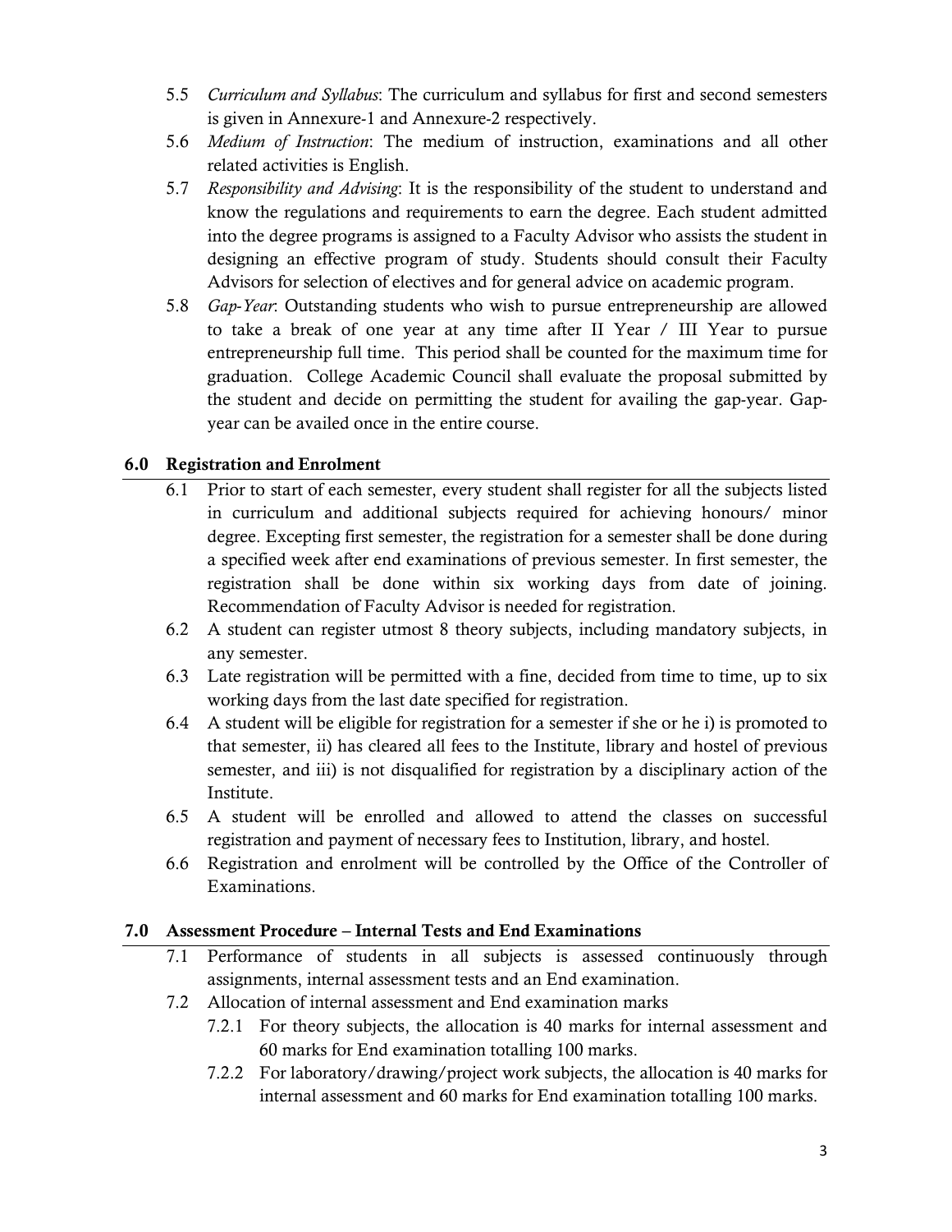5.5 *Curriculum and Syllabus*: The curriculum and syllabus for first and second semesters is given in Annexure-1 and Annexure-2 respectively.

5.6 *Medium of Instruction*: The medium of instruction, examinations and all other related activities is English.

5.7 *Responsibility and Advising*: It is the responsibility of the student to understand and know the regulations and requirements to earn the degree. Each student admitted into the degree programs is assigned to a Faculty Advisor who assists the student in designing an effective program of study. Students should consult their Faculty Advisors for selection of electives and for general advice on academic program.

5.8 *Gap-Year*: Outstanding students who wish to pursue entrepreneurship are allowed to take a break of one year at any time after II Year / III Year to pursue entrepreneurship full time. This period shall be counted for the maximum time for graduation. College Academic Council shall evaluate the proposal submitted by the student and decide on permitting the student for availing the gap-year. Gap-year can be availed once in the entire course.

## 6.0 Registration and Enrolment

6.1 Prior to start of each semester, every student shall register for all the subjects listed in curriculum and additional subjects required for achieving honours/ minor degree. Excepting first semester, the registration for a semester shall be done during a specified week after end examinations of previous semester. In first semester, the registration shall be done within six working days from date of joining. Recommendation of Faculty Advisor is needed for registration.

6.2 A student can register utmost 8 theory subjects, including mandatory subjects, in any semester.

6.3 Late registration will be permitted with a fine, decided from time to time, up to six working days from the last date specified for registration.

6.4 A student will be eligible for registration for a semester if she or he i) is promoted to that semester, ii) has cleared all fees to the Institute, library and hostel of previous semester, and iii) is not disqualified for registration by a disciplinary action of the Institute.

6.5 A student will be enrolled and allowed to attend the classes on successful registration and payment of necessary fees to Institution, library, and hostel.

6.6 Registration and enrolment will be controlled by the Office of the Controller of Examinations.

## 7.0 Assessment Procedure – Internal Tests and End Examinations

7.1 Performance of students in all subjects is assessed continuously through assignments, internal assessment tests and an End examination.

7.2 Allocation of internal assessment and End examination marks

7.2.1 For theory subjects, the allocation is 40 marks for internal assessment and 60 marks for End examination totalling 100 marks.

7.2.2 For laboratory/drawing/project work subjects, the allocation is 40 marks for internal assessment and 60 marks for End examination totalling 100 marks.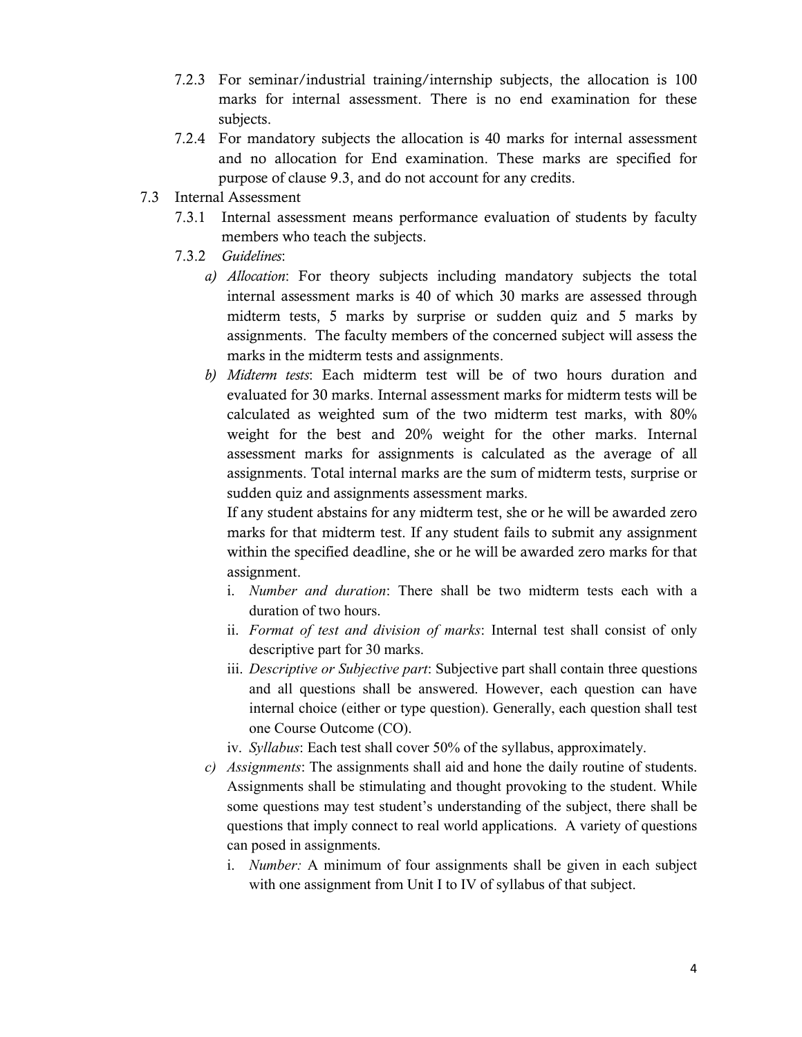7.2.3 For seminar/industrial training/internship subjects, the allocation is 100 marks for internal assessment. There is no end examination for these subjects.

7.2.4 For mandatory subjects the allocation is 40 marks for internal assessment and no allocation for End examination. These marks are specified for purpose of clause 9.3, and do not account for any credits.

7.3 Internal Assessment

7.3.1 Internal assessment means performance evaluation of students by faculty members who teach the subjects.

7.3.2 *Guidelines*:

a) *Allocation*: For theory subjects including mandatory subjects the total internal assessment marks is 40 of which 30 marks are assessed through midterm tests, 5 marks by surprise or sudden quiz and 5 marks by assignments. The faculty members of the concerned subject will assess the marks in the midterm tests and assignments.

b) *Midterm tests*: Each midterm test will be of two hours duration and evaluated for 30 marks. Internal assessment marks for midterm tests will be calculated as weighted sum of the two midterm test marks, with 80% weight for the best and 20% weight for the other marks. Internal assessment marks for assignments is calculated as the average of all assignments. Total internal marks are the sum of midterm tests, surprise or sudden quiz and assignments assessment marks.

   If any student abstains for any midterm test, she or he will be awarded zero marks for that midterm test. If any student fails to submit any assignment within the specified deadline, she or he will be awarded zero marks for that assignment.

   i. *Number and duration*: There shall be two midterm tests each with a duration of two hours.

   ii. *Format of test and division of marks*: Internal test shall consist of only descriptive part for 30 marks.

   iii. *Descriptive or Subjective part*: Subjective part shall contain three questions and all questions shall be answered. However, each question can have internal choice (either or type question). Generally, each question shall test one Course Outcome (CO).

   iv. *Syllabus*: Each test shall cover 50% of the syllabus, approximately.

c) *Assignments*: The assignments shall aid and hone the daily routine of students. Assignments shall be stimulating and thought provoking to the student. While some questions may test student's understanding of the subject, there shall be questions that imply connect to real world applications. A variety of questions can posed in assignments.

   i. *Number:* A minimum of four assignments shall be given in each subject with one assignment from Unit I to IV of syllabus of that subject.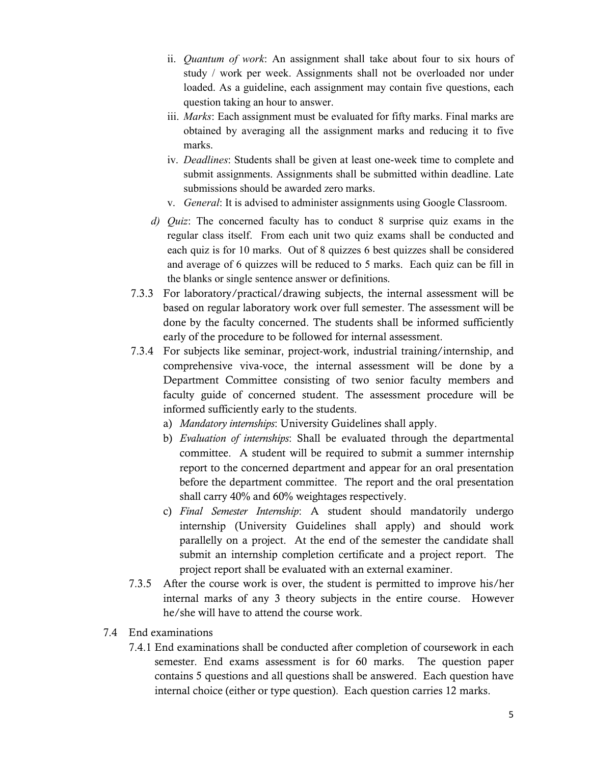ii. *Quantum of work*: An assignment shall take about four to six hours of study / work per week. Assignments shall not be overloaded nor under loaded. As a guideline, each assignment may contain five questions, each question taking an hour to answer.

iii. *Marks*: Each assignment must be evaluated for fifty marks. Final marks are obtained by averaging all the assignment marks and reducing it to five marks.

iv. *Deadlines*: Students shall be given at least one-week time to complete and submit assignments. Assignments shall be submitted within deadline. Late submissions should be awarded zero marks.

v. *General*: It is advised to administer assignments using Google Classroom.

d) *Quiz*: The concerned faculty has to conduct 8 surprise quiz exams in the regular class itself. From each unit two quiz exams shall be conducted and each quiz is for 10 marks. Out of 8 quizzes 6 best quizzes shall be considered and average of 6 quizzes will be reduced to 5 marks. Each quiz can be fill in the blanks or single sentence answer or definitions.

7.3.3 For laboratory/practical/drawing subjects, the internal assessment will be based on regular laboratory work over full semester. The assessment will be done by the faculty concerned. The students shall be informed sufficiently early of the procedure to be followed for internal assessment.

7.3.4 For subjects like seminar, project-work, industrial training/internship, and comprehensive viva-voce, the internal assessment will be done by a Department Committee consisting of two senior faculty members and faculty guide of concerned student. The assessment procedure will be informed sufficiently early to the students.

a) *Mandatory internships*: University Guidelines shall apply.

b) *Evaluation of internships*: Shall be evaluated through the departmental committee. A student will be required to submit a summer internship report to the concerned department and appear for an oral presentation before the department committee. The report and the oral presentation shall carry 40% and 60% weightages respectively.

c) *Final Semester Internship*: A student should mandatorily undergo internship (University Guidelines shall apply) and should work parallelly on a project. At the end of the semester the candidate shall submit an internship completion certificate and a project report. The project report shall be evaluated with an external examiner.

7.3.5 After the course work is over, the student is permitted to improve his/her internal marks of any 3 theory subjects in the entire course. However he/she will have to attend the course work.

7.4 End examinations

7.4.1 End examinations shall be conducted after completion of coursework in each semester. End exams assessment is for 60 marks. The question paper contains 5 questions and all questions shall be answered. Each question have internal choice (either or type question). Each question carries 12 marks.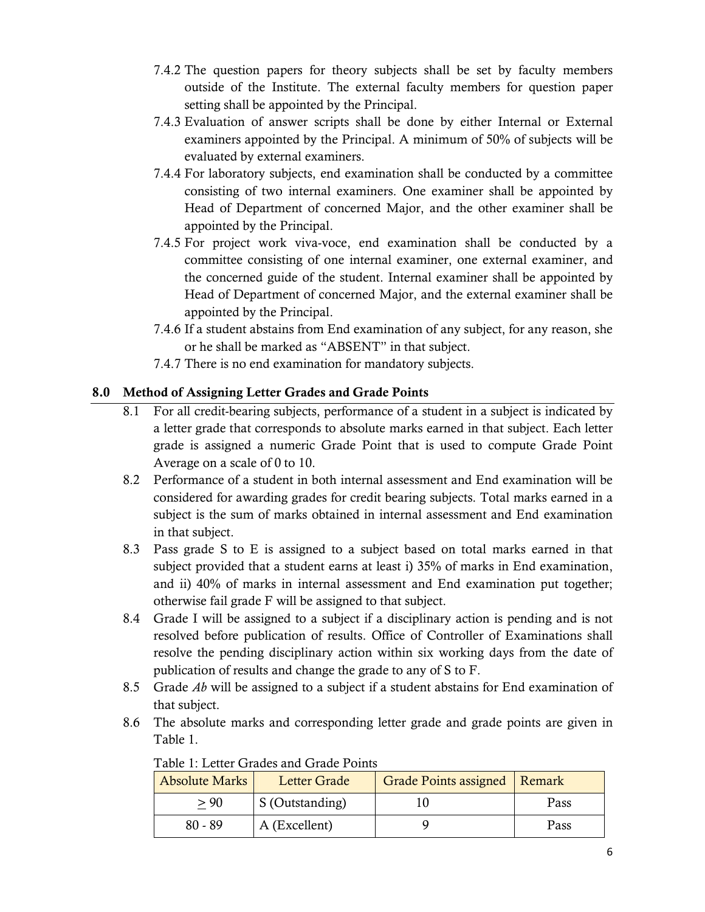7.4.2 The question papers for theory subjects shall be set by faculty members outside of the Institute. The external faculty members for question paper setting shall be appointed by the Principal.

7.4.3 Evaluation of answer scripts shall be done by either Internal or External examiners appointed by the Principal. A minimum of 50% of subjects will be evaluated by external examiners.

7.4.4 For laboratory subjects, end examination shall be conducted by a committee consisting of two internal examiners. One examiner shall be appointed by Head of Department of concerned Major, and the other examiner shall be appointed by the Principal.

7.4.5 For project work viva-voce, end examination shall be conducted by a committee consisting of one internal examiner, one external examiner, and the concerned guide of the student. Internal examiner shall be appointed by Head of Department of concerned Major, and the external examiner shall be appointed by the Principal.

7.4.6 If a student abstains from End examination of any subject, for any reason, she or he shall be marked as "ABSENT" in that subject.

7.4.7 There is no end examination for mandatory subjects.

## 8.0 Method of Assigning Letter Grades and Grade Points

8.1 For all credit-bearing subjects, performance of a student in a subject is indicated by a letter grade that corresponds to absolute marks earned in that subject. Each letter grade is assigned a numeric Grade Point that is used to compute Grade Point Average on a scale of 0 to 10.

8.2 Performance of a student in both internal assessment and End examination will be considered for awarding grades for credit bearing subjects. Total marks earned in a subject is the sum of marks obtained in internal assessment and End examination in that subject.

8.3 Pass grade S to E is assigned to a subject based on total marks earned in that subject provided that a student earns at least i) 35% of marks in End examination, and ii) 40% of marks in internal assessment and End examination put together; otherwise fail grade F will be assigned to that subject.

8.4 Grade I will be assigned to a subject if a disciplinary action is pending and is not resolved before publication of results. Office of Controller of Examinations shall resolve the pending disciplinary action within six working days from the date of publication of results and change the grade to any of S to F.

8.5 Grade *Ab* will be assigned to a subject if a student abstains for End examination of that subject.

8.6 The absolute marks and corresponding letter grade and grade points are given in Table 1.

Table 1: Letter Grades and Grade Points

| Absolute Marks | Letter Grade | Grade Points assigned | Remark |
|---|---|---|---|
| $\geq 90$ | S (Outstanding) | 10 | Pass |
| 80 - 89 | A (Excellent) | 9 | Pass |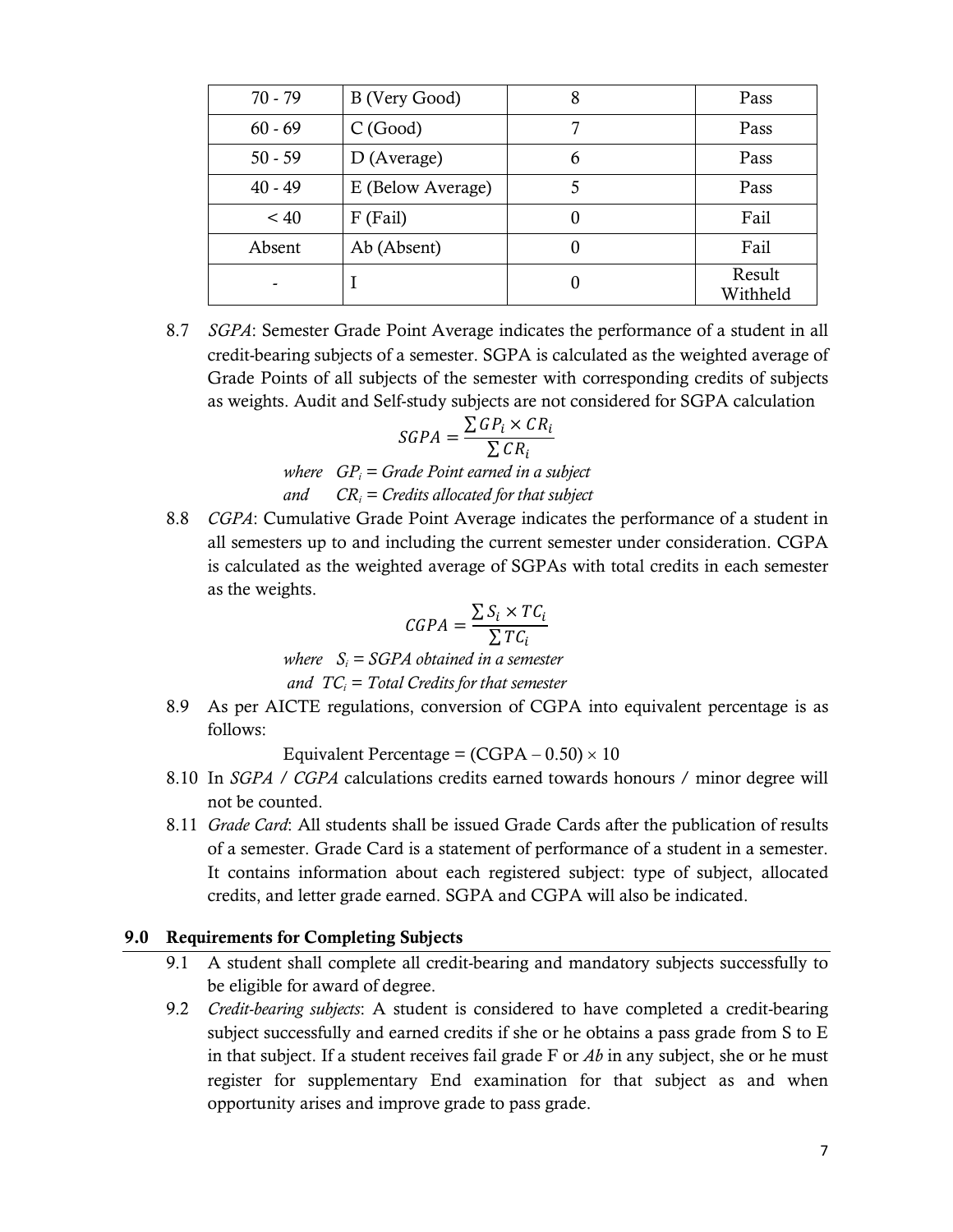| 70 - 79 | B (Very Good) | 8 | Pass |
|---|---|---|---|
| 60 - 69 | C (Good) | 7 | Pass |
| 50 - 59 | D (Average) | 6 | Pass |
| 40 - 49 | E (Below Average) | 5 | Pass |
| < 40 | F (Fail) | 0 | Fail |
| Absent | Ab (Absent) | 0 | Fail |
| - | I | 0 | Result Withheld |

8.7 *SGPA*: Semester Grade Point Average indicates the performance of a student in all credit-bearing subjects of a semester. SGPA is calculated as the weighted average of Grade Points of all subjects of the semester with corresponding credits of subjects as weights. Audit and Self-study subjects are not considered for SGPA calculation

$$SGPA = \frac{\sum GP_i \times CR_i}{\sum CR_i}$$

*where* $GP_i$ *= Grade Point earned in a subject*
*and* $CR_i$ *= Credits allocated for that subject*

8.8 *CGPA*: Cumulative Grade Point Average indicates the performance of a student in all semesters up to and including the current semester under consideration. CGPA is calculated as the weighted average of SGPAs with total credits in each semester as the weights.

$$CGPA = \frac{\sum S_i \times TC_i}{\sum TC_i}$$

*where* $S_i$ *= SGPA obtained in a semester*
*and* $TC_i$ *= Total Credits for that semester*

8.9 As per AICTE regulations, conversion of CGPA into equivalent percentage is as follows:

Equivalent Percentage = (CGPA – 0.50) × 10

8.10 In *SGPA / CGPA* calculations credits earned towards honours / minor degree will not be counted.

8.11 *Grade Card*: All students shall be issued Grade Cards after the publication of results of a semester. Grade Card is a statement of performance of a student in a semester. It contains information about each registered subject: type of subject, allocated credits, and letter grade earned. SGPA and CGPA will also be indicated.

## 9.0 Requirements for Completing Subjects

9.1 A student shall complete all credit-bearing and mandatory subjects successfully to be eligible for award of degree.

9.2 *Credit-bearing subjects*: A student is considered to have completed a credit-bearing subject successfully and earned credits if she or he obtains a pass grade from S to E in that subject. If a student receives fail grade F or *Ab* in any subject, she or he must register for supplementary End examination for that subject as and when opportunity arises and improve grade to pass grade.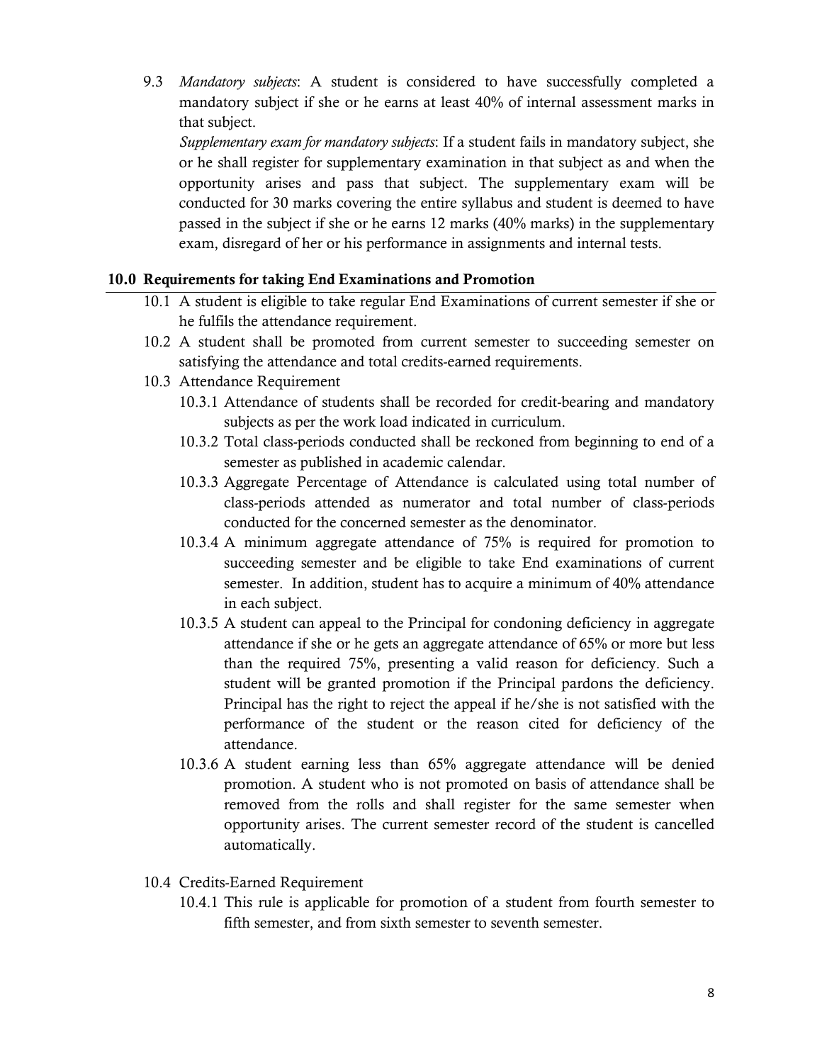9.3 *Mandatory subjects*: A student is considered to have successfully completed a mandatory subject if she or he earns at least 40% of internal assessment marks in that subject.

*Supplementary exam for mandatory subjects*: If a student fails in mandatory subject, she or he shall register for supplementary examination in that subject as and when the opportunity arises and pass that subject. The supplementary exam will be conducted for 30 marks covering the entire syllabus and student is deemed to have passed in the subject if she or he earns 12 marks (40% marks) in the supplementary exam, disregard of her or his performance in assignments and internal tests.

## 10.0 Requirements for taking End Examinations and Promotion

10.1 A student is eligible to take regular End Examinations of current semester if she or he fulfils the attendance requirement.

10.2 A student shall be promoted from current semester to succeeding semester on satisfying the attendance and total credits-earned requirements.

10.3 Attendance Requirement

10.3.1 Attendance of students shall be recorded for credit-bearing and mandatory subjects as per the work load indicated in curriculum.

10.3.2 Total class-periods conducted shall be reckoned from beginning to end of a semester as published in academic calendar.

10.3.3 Aggregate Percentage of Attendance is calculated using total number of class-periods attended as numerator and total number of class-periods conducted for the concerned semester as the denominator.

10.3.4 A minimum aggregate attendance of 75% is required for promotion to succeeding semester and be eligible to take End examinations of current semester. In addition, student has to acquire a minimum of 40% attendance in each subject.

10.3.5 A student can appeal to the Principal for condoning deficiency in aggregate attendance if she or he gets an aggregate attendance of 65% or more but less than the required 75%, presenting a valid reason for deficiency. Such a student will be granted promotion if the Principal pardons the deficiency. Principal has the right to reject the appeal if he/she is not satisfied with the performance of the student or the reason cited for deficiency of the attendance.

10.3.6 A student earning less than 65% aggregate attendance will be denied promotion. A student who is not promoted on basis of attendance shall be removed from the rolls and shall register for the same semester when opportunity arises. The current semester record of the student is cancelled automatically.

10.4 Credits-Earned Requirement

10.4.1 This rule is applicable for promotion of a student from fourth semester to fifth semester, and from sixth semester to seventh semester.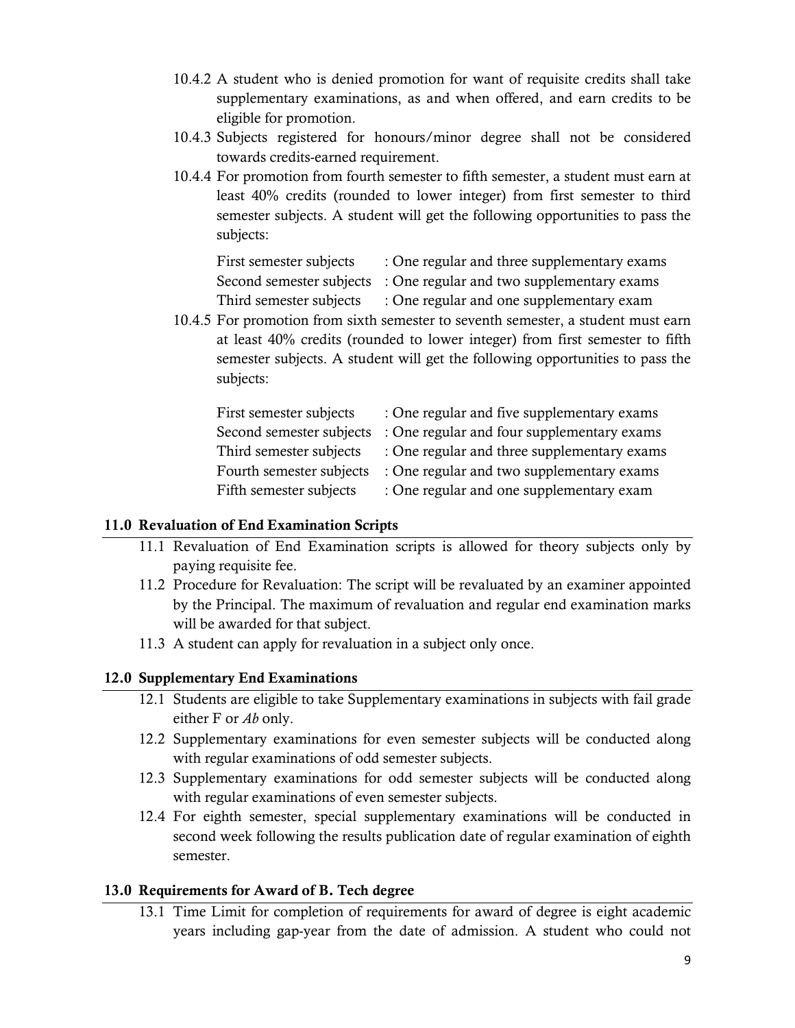10.4.2 A student who is denied promotion for want of requisite credits shall take supplementary examinations, as and when offered, and earn credits to be eligible for promotion.

10.4.3 Subjects registered for honours/minor degree shall not be considered towards credits-earned requirement.

10.4.4 For promotion from fourth semester to fifth semester, a student must earn at least 40% credits (rounded to lower integer) from first semester to third semester subjects. A student will get the following opportunities to pass the subjects:

| | |
|---|---|
| First semester subjects | : One regular and three supplementary exams |
| Second semester subjects | : One regular and two supplementary exams |
| Third semester subjects | : One regular and one supplementary exam |

10.4.5 For promotion from sixth semester to seventh semester, a student must earn at least 40% credits (rounded to lower integer) from first semester to fifth semester subjects. A student will get the following opportunities to pass the subjects:

| | |
|---|---|
| First semester subjects | : One regular and five supplementary exams |
| Second semester subjects | : One regular and four supplementary exams |
| Third semester subjects | : One regular and three supplementary exams |
| Fourth semester subjects | : One regular and two supplementary exams |
| Fifth semester subjects | : One regular and one supplementary exam |

## 11.0 Revaluation of End Examination Scripts

11.1 Revaluation of End Examination scripts is allowed for theory subjects only by paying requisite fee.

11.2 Procedure for Revaluation: The script will be revaluated by an examiner appointed by the Principal. The maximum of revaluation and regular end examination marks will be awarded for that subject.

11.3 A student can apply for revaluation in a subject only once.

## 12.0 Supplementary End Examinations

12.1 Students are eligible to take Supplementary examinations in subjects with fail grade either F or *Ab* only.

12.2 Supplementary examinations for even semester subjects will be conducted along with regular examinations of odd semester subjects.

12.3 Supplementary examinations for odd semester subjects will be conducted along with regular examinations of even semester subjects.

12.4 For eighth semester, special supplementary examinations will be conducted in second week following the results publication date of regular examination of eighth semester.

## 13.0 Requirements for Award of B. Tech degree

13.1 Time Limit for completion of requirements for award of degree is eight academic years including gap-year from the date of admission. A student who could not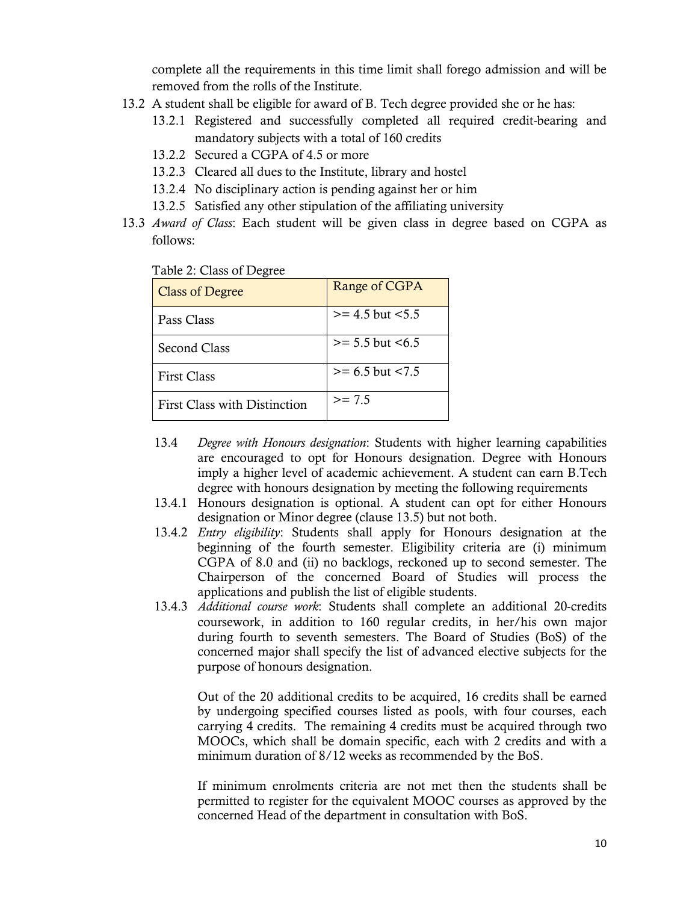complete all the requirements in this time limit shall forego admission and will be removed from the rolls of the Institute.

13.2 A student shall be eligible for award of B. Tech degree provided she or he has:

13.2.1 Registered and successfully completed all required credit-bearing and mandatory subjects with a total of 160 credits

13.2.2 Secured a CGPA of 4.5 or more

13.2.3 Cleared all dues to the Institute, library and hostel

13.2.4 No disciplinary action is pending against her or him

13.2.5 Satisfied any other stipulation of the affiliating university

13.3 *Award of Class*: Each student will be given class in degree based on CGPA as follows:

Table 2: Class of Degree

| Class of Degree | Range of CGPA |
|---|---|
| Pass Class | >= 4.5 but <5.5 |
| Second Class | >= 5.5 but <6.5 |
| First Class | >= 6.5 but <7.5 |
| First Class with Distinction | >= 7.5 |

13.4 *Degree with Honours designation*: Students with higher learning capabilities are encouraged to opt for Honours designation. Degree with Honours imply a higher level of academic achievement. A student can earn B.Tech degree with honours designation by meeting the following requirements

13.4.1 Honours designation is optional. A student can opt for either Honours designation or Minor degree (clause 13.5) but not both.

13.4.2 *Entry eligibility*: Students shall apply for Honours designation at the beginning of the fourth semester. Eligibility criteria are (i) minimum CGPA of 8.0 and (ii) no backlogs, reckoned up to second semester. The Chairperson of the concerned Board of Studies will process the applications and publish the list of eligible students.

13.4.3 *Additional course work*: Students shall complete an additional 20-credits coursework, in addition to 160 regular credits, in her/his own major during fourth to seventh semesters. The Board of Studies (BoS) of the concerned major shall specify the list of advanced elective subjects for the purpose of honours designation.

Out of the 20 additional credits to be acquired, 16 credits shall be earned by undergoing specified courses listed as pools, with four courses, each carrying 4 credits. The remaining 4 credits must be acquired through two MOOCs, which shall be domain specific, each with 2 credits and with a minimum duration of 8/12 weeks as recommended by the BoS.

If minimum enrolments criteria are not met then the students shall be permitted to register for the equivalent MOOC courses as approved by the concerned Head of the department in consultation with BoS.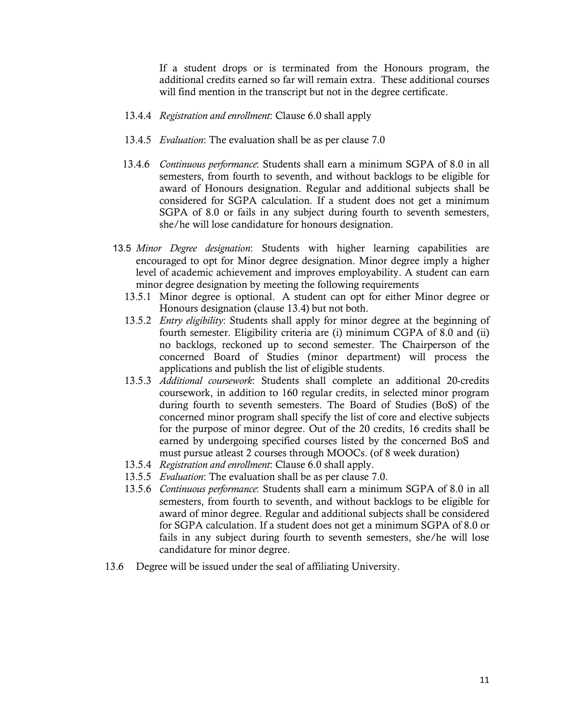If a student drops or is terminated from the Honours program, the additional credits earned so far will remain extra. These additional courses will find mention in the transcript but not in the degree certificate.

13.4.4 *Registration and enrollment*: Clause 6.0 shall apply

13.4.5 *Evaluation*: The evaluation shall be as per clause 7.0

13.4.6 *Continuous performance*: Students shall earn a minimum SGPA of 8.0 in all semesters, from fourth to seventh, and without backlogs to be eligible for award of Honours designation. Regular and additional subjects shall be considered for SGPA calculation. If a student does not get a minimum SGPA of 8.0 or fails in any subject during fourth to seventh semesters, she/he will lose candidature for honours designation.

13.5 *Minor Degree designation*: Students with higher learning capabilities are encouraged to opt for Minor degree designation. Minor degree imply a higher level of academic achievement and improves employability. A student can earn minor degree designation by meeting the following requirements

13.5.1 Minor degree is optional. A student can opt for either Minor degree or Honours designation (clause 13.4) but not both.

13.5.2 *Entry eligibility*: Students shall apply for minor degree at the beginning of fourth semester. Eligibility criteria are (i) minimum CGPA of 8.0 and (ii) no backlogs, reckoned up to second semester. The Chairperson of the concerned Board of Studies (minor department) will process the applications and publish the list of eligible students.

13.5.3 *Additional coursework*: Students shall complete an additional 20-credits coursework, in addition to 160 regular credits, in selected minor program during fourth to seventh semesters. The Board of Studies (BoS) of the concerned minor program shall specify the list of core and elective subjects for the purpose of minor degree. Out of the 20 credits, 16 credits shall be earned by undergoing specified courses listed by the concerned BoS and must pursue atleast 2 courses through MOOCs. (of 8 week duration)

13.5.4 *Registration and enrollment*: Clause 6.0 shall apply.

13.5.5 *Evaluation*: The evaluation shall be as per clause 7.0.

13.5.6 *Continuous performance*: Students shall earn a minimum SGPA of 8.0 in all semesters, from fourth to seventh, and without backlogs to be eligible for award of minor degree. Regular and additional subjects shall be considered for SGPA calculation. If a student does not get a minimum SGPA of 8.0 or fails in any subject during fourth to seventh semesters, she/he will lose candidature for minor degree.

13.6 Degree will be issued under the seal of affiliating University.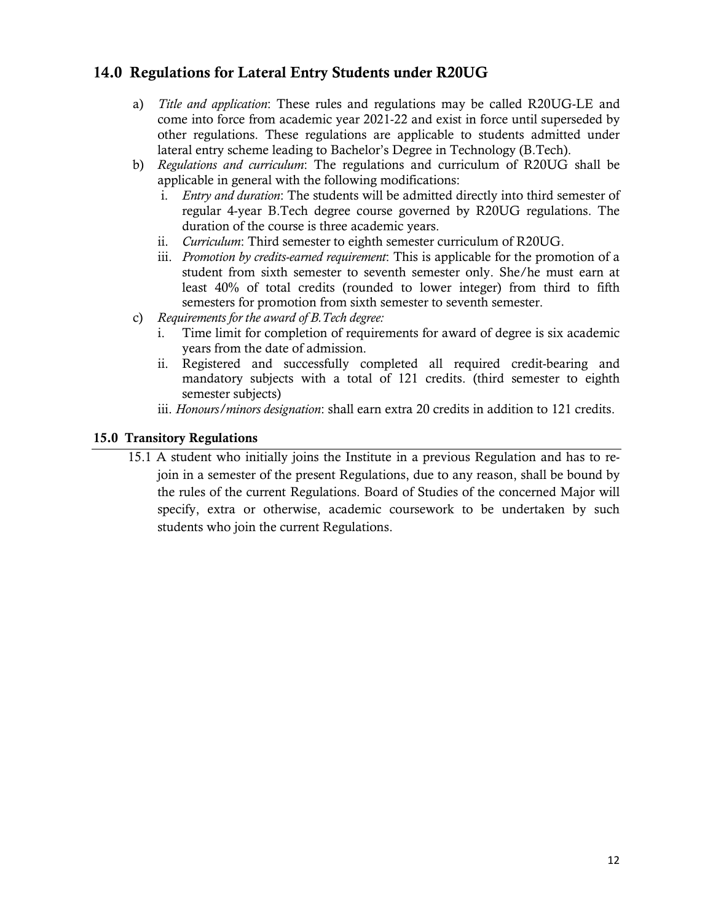## 14.0 Regulations for Lateral Entry Students under R20UG

a) *Title and application*: These rules and regulations may be called R20UG-LE and come into force from academic year 2021-22 and exist in force until superseded by other regulations. These regulations are applicable to students admitted under lateral entry scheme leading to Bachelor's Degree in Technology (B.Tech).

b) *Regulations and curriculum*: The regulations and curriculum of R20UG shall be applicable in general with the following modifications:

   i. *Entry and duration*: The students will be admitted directly into third semester of regular 4-year B.Tech degree course governed by R20UG regulations. The duration of the course is three academic years.

   ii. *Curriculum*: Third semester to eighth semester curriculum of R20UG.

   iii. *Promotion by credits-earned requirement*: This is applicable for the promotion of a student from sixth semester to seventh semester only. She/he must earn at least 40% of total credits (rounded to lower integer) from third to fifth semesters for promotion from sixth semester to seventh semester.

c) *Requirements for the award of B.Tech degree:*

   i. Time limit for completion of requirements for award of degree is six academic years from the date of admission.

   ii. Registered and successfully completed all required credit-bearing and mandatory subjects with a total of 121 credits. (third semester to eighth semester subjects)

   iii. *Honours/minors designation*: shall earn extra 20 credits in addition to 121 credits.

### 15.0 Transitory Regulations

15.1 A student who initially joins the Institute in a previous Regulation and has to re-join in a semester of the present Regulations, due to any reason, shall be bound by the rules of the current Regulations. Board of Studies of the concerned Major will specify, extra or otherwise, academic coursework to be undertaken by such students who join the current Regulations.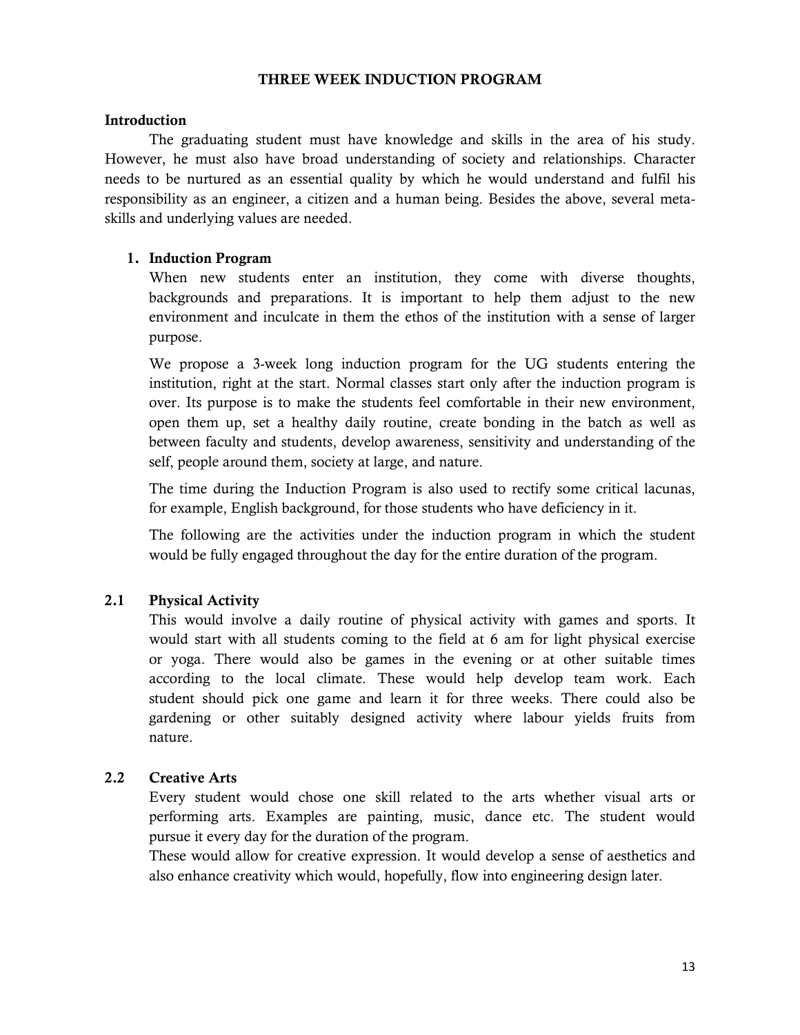# THREE WEEK INDUCTION PROGRAM

## Introduction

The graduating student must have knowledge and skills in the area of his study. However, he must also have broad understanding of society and relationships. Character needs to be nurtured as an essential quality by which he would understand and fulfil his responsibility as an engineer, a citizen and a human being. Besides the above, several meta-skills and underlying values are needed.

## 1. Induction Program

When new students enter an institution, they come with diverse thoughts, backgrounds and preparations. It is important to help them adjust to the new environment and inculcate in them the ethos of the institution with a sense of larger purpose.

We propose a 3-week long induction program for the UG students entering the institution, right at the start. Normal classes start only after the induction program is over. Its purpose is to make the students feel comfortable in their new environment, open them up, set a healthy daily routine, create bonding in the batch as well as between faculty and students, develop awareness, sensitivity and understanding of the self, people around them, society at large, and nature.

The time during the Induction Program is also used to rectify some critical lacunas, for example, English background, for those students who have deficiency in it.

The following are the activities under the induction program in which the student would be fully engaged throughout the day for the entire duration of the program.

### 2.1 Physical Activity

This would involve a daily routine of physical activity with games and sports. It would start with all students coming to the field at 6 am for light physical exercise or yoga. There would also be games in the evening or at other suitable times according to the local climate. These would help develop team work. Each student should pick one game and learn it for three weeks. There could also be gardening or other suitably designed activity where labour yields fruits from nature.

### 2.2 Creative Arts

Every student would chose one skill related to the arts whether visual arts or performing arts. Examples are painting, music, dance etc. The student would pursue it every day for the duration of the program.

These would allow for creative expression. It would develop a sense of aesthetics and also enhance creativity which would, hopefully, flow into engineering design later.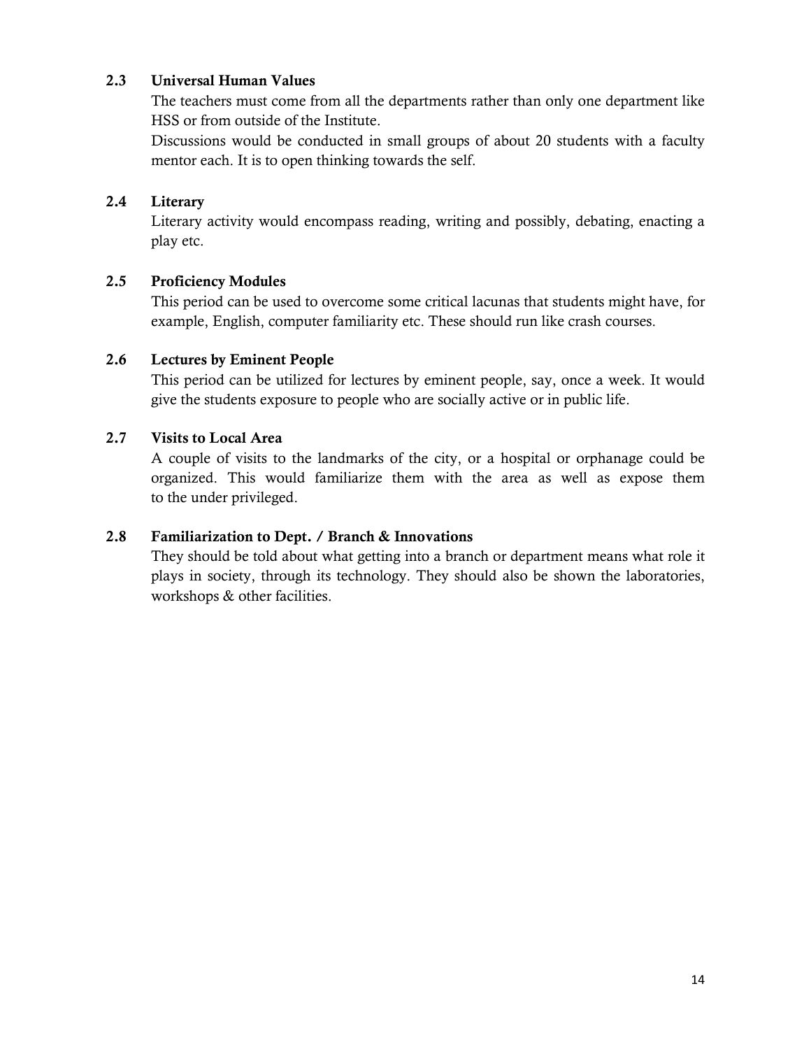### 2.3 Universal Human Values

The teachers must come from all the departments rather than only one department like HSS or from outside of the Institute.

Discussions would be conducted in small groups of about 20 students with a faculty mentor each. It is to open thinking towards the self.

### 2.4 Literary

Literary activity would encompass reading, writing and possibly, debating, enacting a play etc.

### 2.5 Proficiency Modules

This period can be used to overcome some critical lacunas that students might have, for example, English, computer familiarity etc. These should run like crash courses.

### 2.6 Lectures by Eminent People

This period can be utilized for lectures by eminent people, say, once a week. It would give the students exposure to people who are socially active or in public life.

### 2.7 Visits to Local Area

A couple of visits to the landmarks of the city, or a hospital or orphanage could be organized. This would familiarize them with the area as well as expose them to the under privileged.

### 2.8 Familiarization to Dept. / Branch & Innovations

They should be told about what getting into a branch or department means what role it plays in society, through its technology. They should also be shown the laboratories, workshops & other facilities.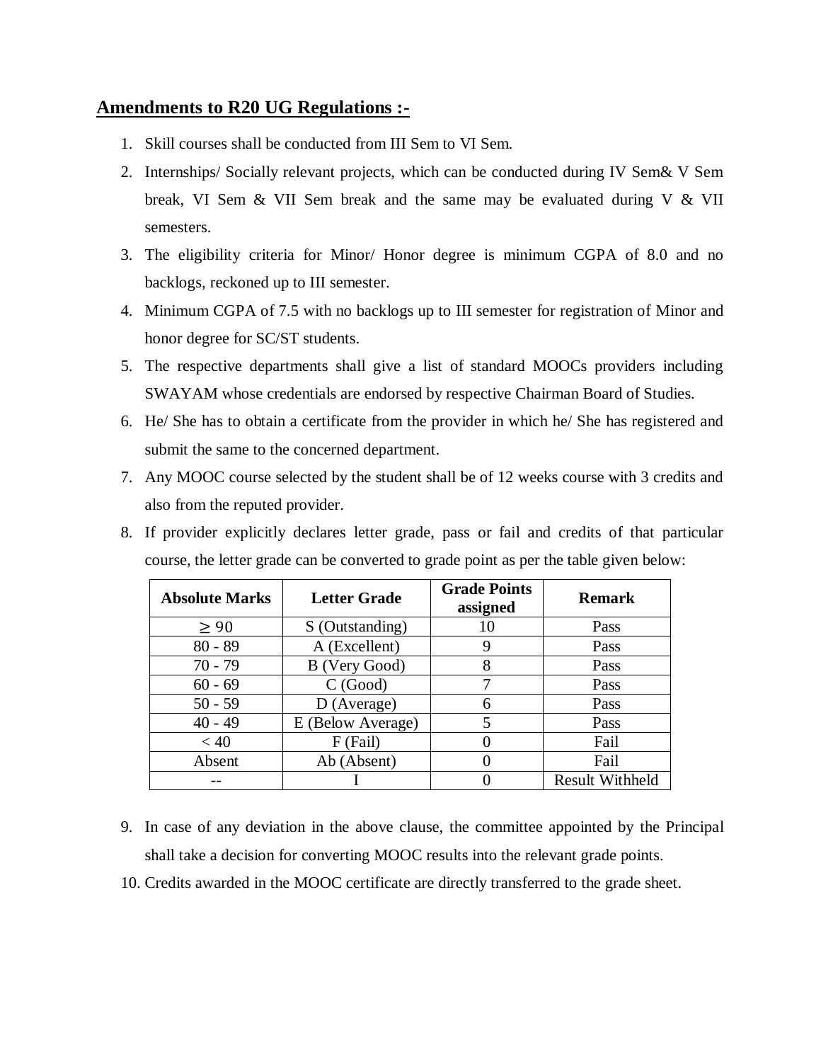## Amendments to R20 UG Regulations :-

1. Skill courses shall be conducted from III Sem to VI Sem.
2. Internships/ Socially relevant projects, which can be conducted during IV Sem& V Sem break, VI Sem & VII Sem break and the same may be evaluated during V & VII semesters.
3. The eligibility criteria for Minor/ Honor degree is minimum CGPA of 8.0 and no backlogs, reckoned up to III semester.
4. Minimum CGPA of 7.5 with no backlogs up to III semester for registration of Minor and honor degree for SC/ST students.
5. The respective departments shall give a list of standard MOOCs providers including SWAYAM whose credentials are endorsed by respective Chairman Board of Studies.
6. He/ She has to obtain a certificate from the provider in which he/ She has registered and submit the same to the concerned department.
7. Any MOOC course selected by the student shall be of 12 weeks course with 3 credits and also from the reputed provider.
8. If provider explicitly declares letter grade, pass or fail and credits of that particular course, the letter grade can be converted to grade point as per the table given below:

| Absolute Marks | Letter Grade | Grade Points assigned | Remark |
|---|---|---|---|
| $\geq 90$ | S (Outstanding) | 10 | Pass |
| 80 - 89 | A (Excellent) | 9 | Pass |
| 70 - 79 | B (Very Good) | 8 | Pass |
| 60 - 69 | C (Good) | 7 | Pass |
| 50 - 59 | D (Average) | 6 | Pass |
| 40 - 49 | E (Below Average) | 5 | Pass |
| < 40 | F (Fail) | 0 | Fail |
| Absent | Ab (Absent) | 0 | Fail |
| -- | I | 0 | Result Withheld |

9. In case of any deviation in the above clause, the committee appointed by the Principal shall take a decision for converting MOOC results into the relevant grade points.
10. Credits awarded in the MOOC certificate are directly transferred to the grade sheet.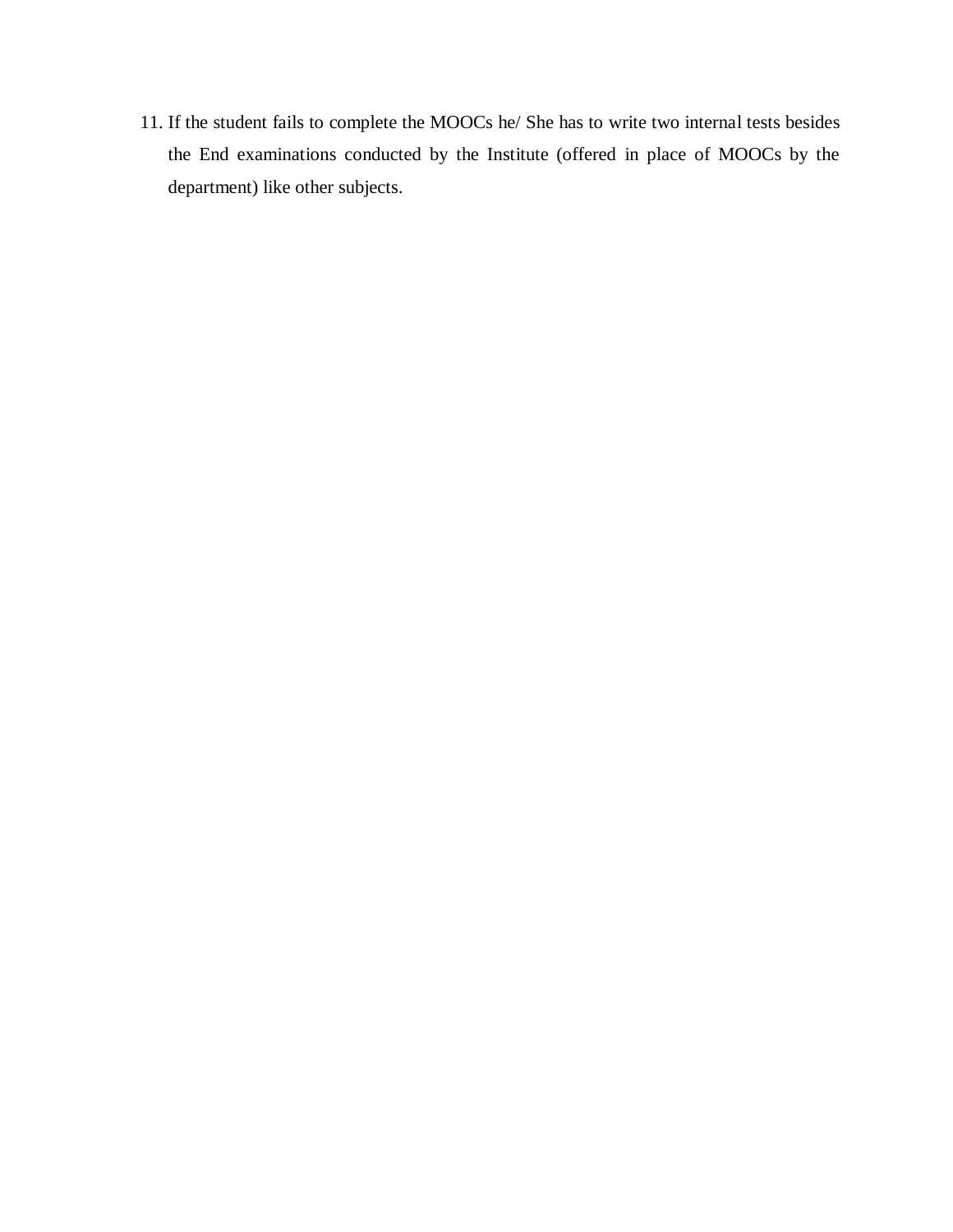11. If the student fails to complete the MOOCs he/ She has to write two internal tests besides the End examinations conducted by the Institute (offered in place of MOOCs by the department) like other subjects.